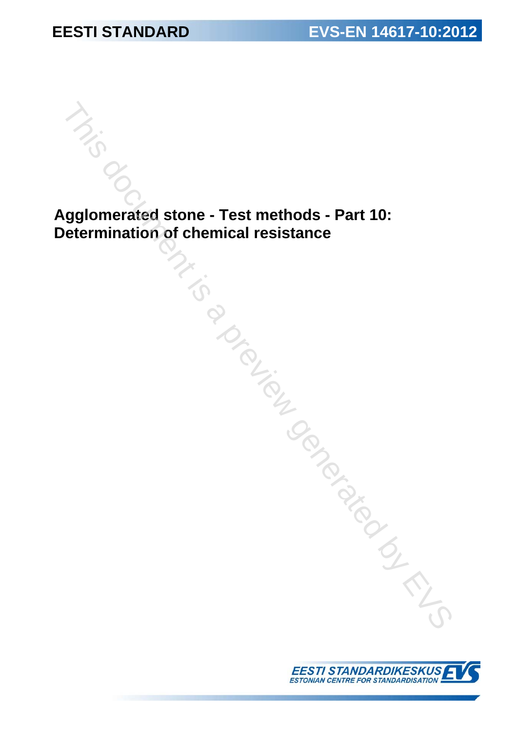EESTI STANDARD

EVS-EN 14617-10:2012

# Agglomerated stone - Test methods - Part 10: Determination of chemical resistance

EESTI STANDARDIKESKUS
ESTONIAN CENTRE FOR STANDARDISATION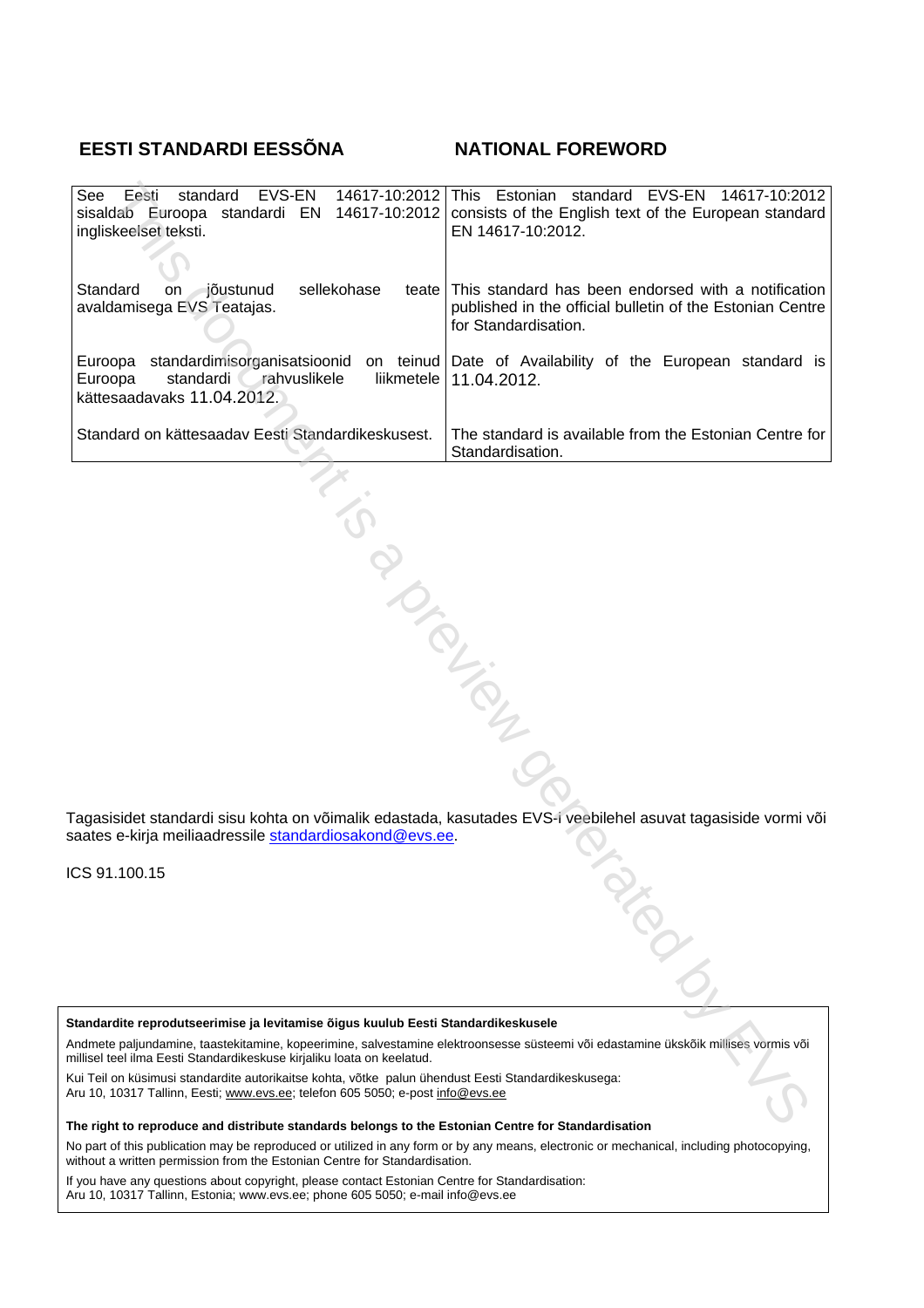| EESTI STANDARDI EESSÕNA | NATIONAL FOREWORD |
|---|---|
| See Eesti standard EVS-EN 14617-10:2012 sisaldab Euroopa standardi EN 14617-10:2012 ingliskeelset teksti. | This Estonian standard EVS-EN 14617-10:2012 consists of the English text of the European standard EN 14617-10:2012. |
| Standard on jõustunud sellekohase teate avaldamisega EVS Teatajas. | This standard has been endorsed with a notification published in the official bulletin of the Estonian Centre for Standardisation. |
| Euroopa standardimisorganisatsioonid on teinud Euroopa standardi rahvuslikele liikmetele kättesaadavaks 11.04.2012. | Date of Availability of the European standard is 11.04.2012. |
| Standard on kättesaadav Eesti Standardikeskusest. | The standard is available from the Estonian Centre for Standardisation. |

Tagasisidet standardi sisu kohta on võimalik edastada, kasutades EVS-i veebilehel asuvat tagasiside vormi või saates e-kirja meiliaadressile standardiosakond@evs.ee.

ICS 91.100.15

**Standardite reprodutseerimise ja levitamise õigus kuulub Eesti Standardikeskusele**

Andmete paljundamine, taastekitamine, kopeerimine, salvestamine elektroonsesse süsteemi või edastamine ükskõik millises vormis või millisel teel ilma Eesti Standardikeskuse kirjaliku loata on keelatud.

Kui Teil on küsimusi standardite autorikaitse kohta, võtke palun ühendust Eesti Standardikeskusega:
Aru 10, 10317 Tallinn, Eesti; www.evs.ee; telefon 605 5050; e-post info@evs.ee

**The right to reproduce and distribute standards belongs to the Estonian Centre for Standardisation**

No part of this publication may be reproduced or utilized in any form or by any means, electronic or mechanical, including photocopying, without a written permission from the Estonian Centre for Standardisation.

If you have any questions about copyright, please contact Estonian Centre for Standardisation:
Aru 10, 10317 Tallinn, Estonia; www.evs.ee; phone 605 5050; e-mail info@evs.ee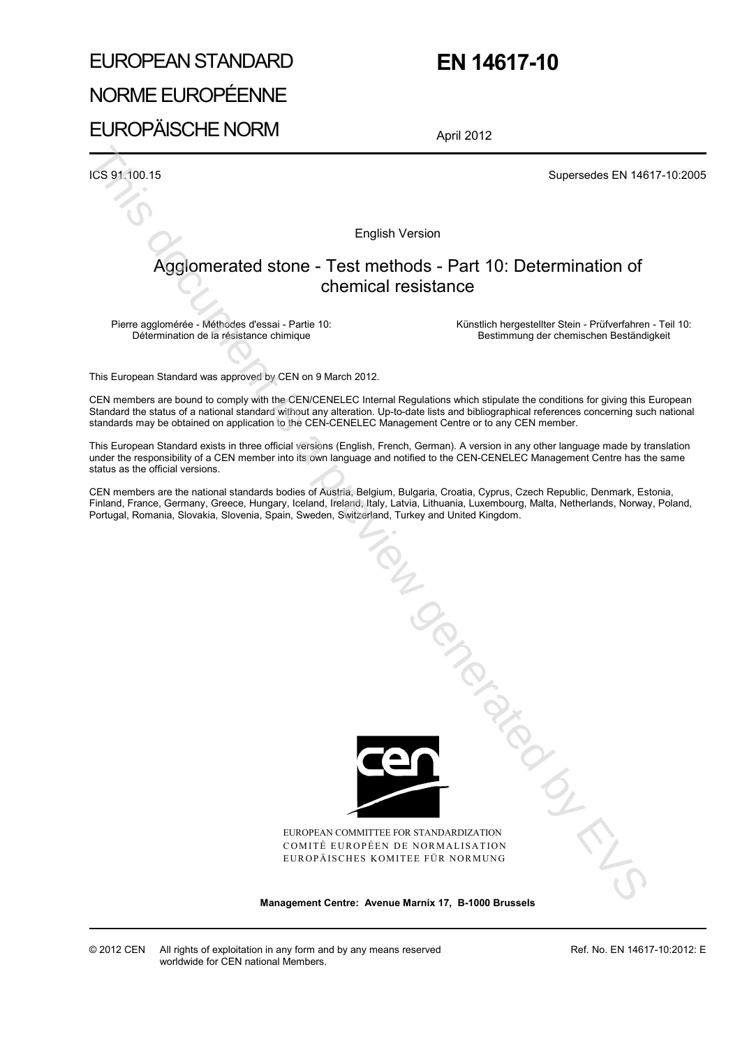# EUROPEAN STANDARD

# NORME EUROPÉENNE

# EUROPÄISCHE NORM

# EN 14617-10

April 2012

ICS 91.100.15

Supersedes EN 14617-10:2005

English Version

## Agglomerated stone - Test methods - Part 10: Determination of chemical resistance

Pierre agglomérée - Méthodes d'essai - Partie 10: Détermination de la résistance chimique

Künstlich hergestellter Stein - Prüfverfahren - Teil 10: Bestimmung der chemischen Beständigkeit

This European Standard was approved by CEN on 9 March 2012.

CEN members are bound to comply with the CEN/CENELEC Internal Regulations which stipulate the conditions for giving this European Standard the status of a national standard without any alteration. Up-to-date lists and bibliographical references concerning such national standards may be obtained on application to the CEN-CENELEC Management Centre or to any CEN member.

This European Standard exists in three official versions (English, French, German). A version in any other language made by translation under the responsibility of a CEN member into its own language and notified to the CEN-CENELEC Management Centre has the same status as the official versions.

CEN members are the national standards bodies of Austria, Belgium, Bulgaria, Croatia, Cyprus, Czech Republic, Denmark, Estonia, Finland, France, Germany, Greece, Hungary, Iceland, Ireland, Italy, Latvia, Lithuania, Luxembourg, Malta, Netherlands, Norway, Poland, Portugal, Romania, Slovakia, Slovenia, Spain, Sweden, Switzerland, Turkey and United Kingdom.

EUROPEAN COMMITTEE FOR STANDARDIZATION
COMITÉ EUROPÉEN DE NORMALISATION
EUROPÄISCHES KOMITEE FÜR NORMUNG

**Management Centre: Avenue Marnix 17, B-1000 Brussels**

© 2012 CEN All rights of exploitation in any form and by any means reserved worldwide for CEN national Members.

Ref. No. EN 14617-10:2012: E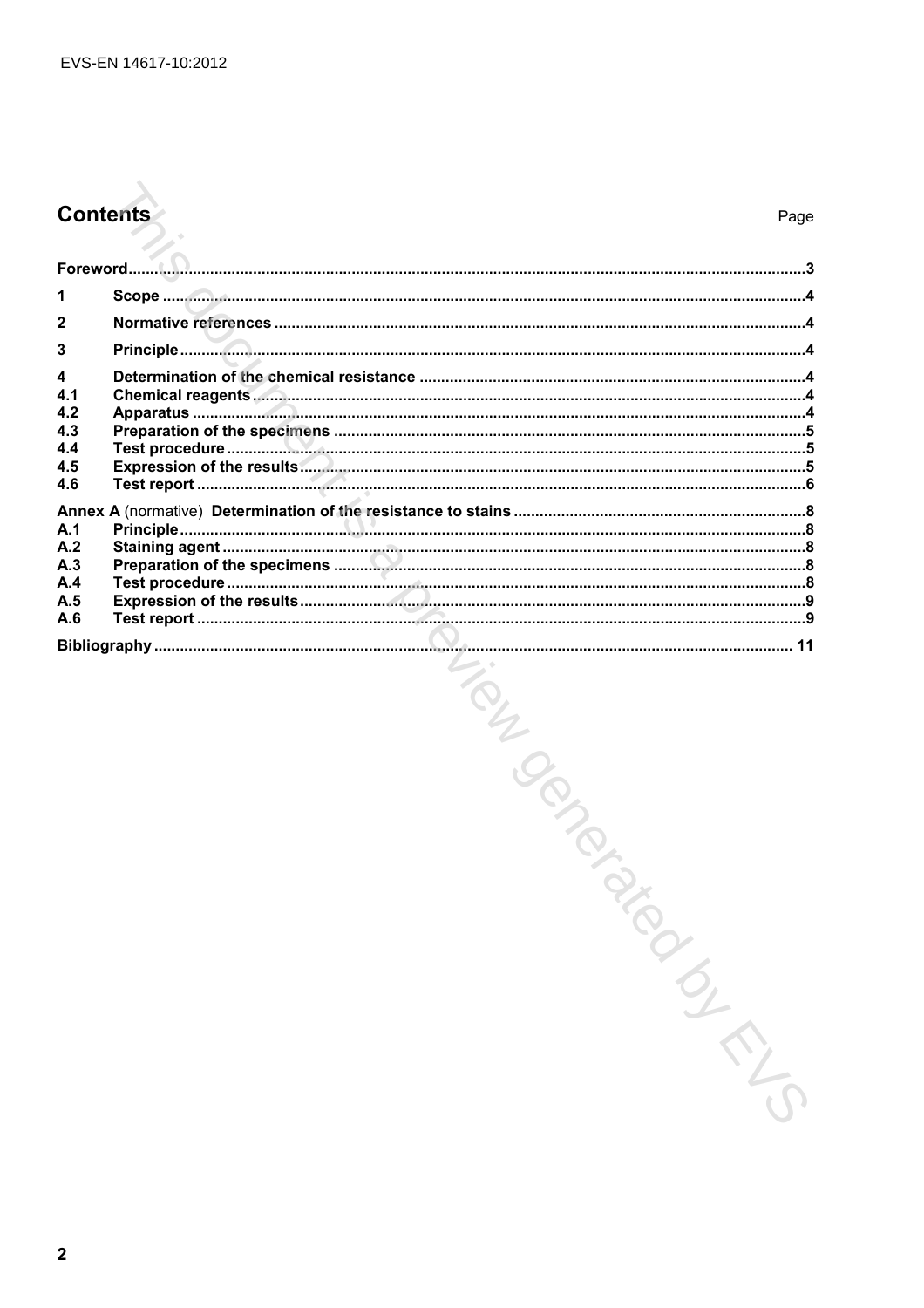## Contents

| | | Page |
|---|---|---|
| **Foreword** | | **3** |
| **1** | **Scope** | **4** |
| **2** | **Normative references** | **4** |
| **3** | **Principle** | **4** |
| **4** | **Determination of the chemical resistance** | **4** |
| **4.1** | **Chemical reagents** | **4** |
| **4.2** | **Apparatus** | **4** |
| **4.3** | **Preparation of the specimens** | **5** |
| **4.4** | **Test procedure** | **5** |
| **4.5** | **Expression of the results** | **5** |
| **4.6** | **Test report** | **6** |
| **Annex A** (normative) **Determination of the resistance to stains** | | **8** |
| **A.1** | **Principle** | **8** |
| **A.2** | **Staining agent** | **8** |
| **A.3** | **Preparation of the specimens** | **8** |
| **A.4** | **Test procedure** | **8** |
| **A.5** | **Expression of the results** | **9** |
| **A.6** | **Test report** | **9** |
| **Bibliography** | | **11** |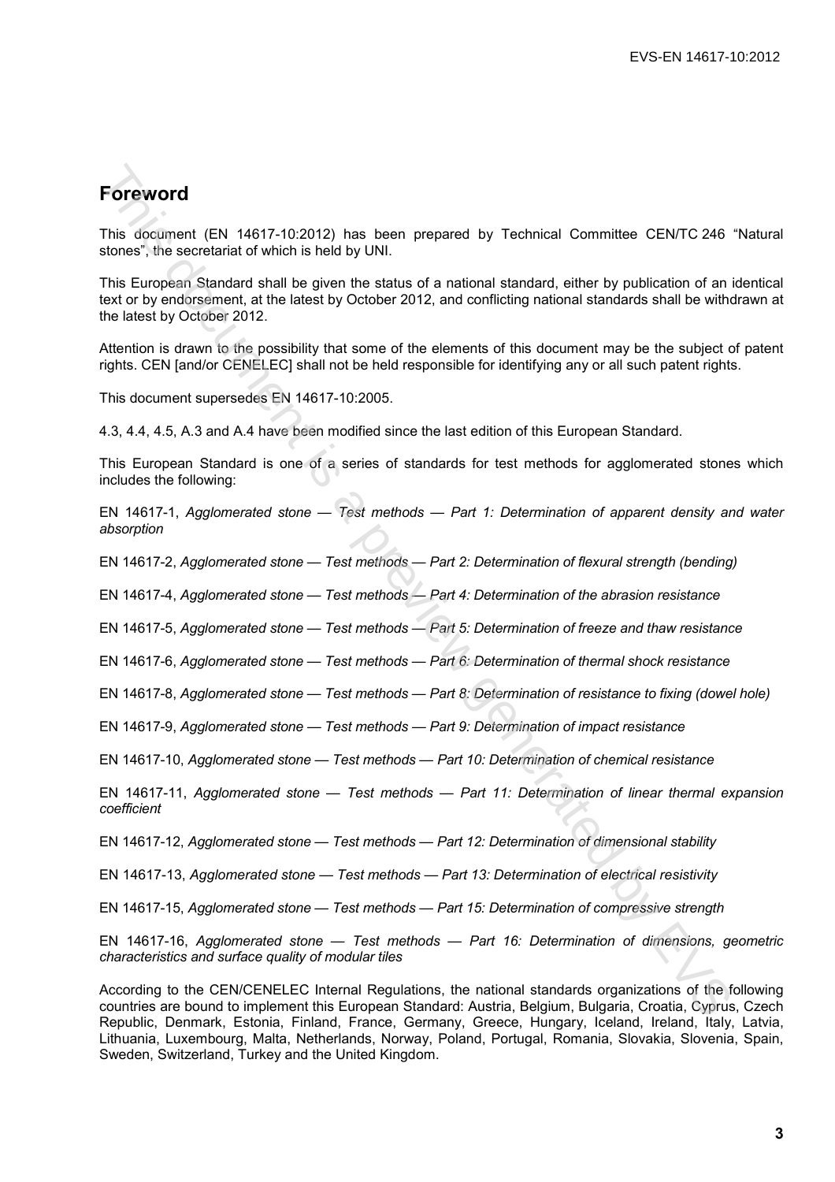## Foreword

This document (EN 14617-10:2012) has been prepared by Technical Committee CEN/TC 246 "Natural stones", the secretariat of which is held by UNI.

This European Standard shall be given the status of a national standard, either by publication of an identical text or by endorsement, at the latest by October 2012, and conflicting national standards shall be withdrawn at the latest by October 2012.

Attention is drawn to the possibility that some of the elements of this document may be the subject of patent rights. CEN [and/or CENELEC] shall not be held responsible for identifying any or all such patent rights.

This document supersedes EN 14617-10:2005.

4.3, 4.4, 4.5, A.3 and A.4 have been modified since the last edition of this European Standard.

This European Standard is one of a series of standards for test methods for agglomerated stones which includes the following:

EN 14617-1, *Agglomerated stone — Test methods — Part 1: Determination of apparent density and water absorption*

EN 14617-2, *Agglomerated stone — Test methods — Part 2: Determination of flexural strength (bending)*

EN 14617-4, *Agglomerated stone — Test methods — Part 4: Determination of the abrasion resistance*

EN 14617-5, *Agglomerated stone — Test methods — Part 5: Determination of freeze and thaw resistance*

EN 14617-6, *Agglomerated stone — Test methods — Part 6: Determination of thermal shock resistance*

EN 14617-8, *Agglomerated stone — Test methods — Part 8: Determination of resistance to fixing (dowel hole)*

EN 14617-9, *Agglomerated stone — Test methods — Part 9: Determination of impact resistance*

EN 14617-10, *Agglomerated stone — Test methods — Part 10: Determination of chemical resistance*

EN 14617-11, *Agglomerated stone — Test methods — Part 11: Determination of linear thermal expansion coefficient*

EN 14617-12, *Agglomerated stone — Test methods — Part 12: Determination of dimensional stability*

EN 14617-13, *Agglomerated stone — Test methods — Part 13: Determination of electrical resistivity*

EN 14617-15, *Agglomerated stone — Test methods — Part 15: Determination of compressive strength*

EN 14617-16, *Agglomerated stone — Test methods — Part 16: Determination of dimensions, geometric characteristics and surface quality of modular tiles*

According to the CEN/CENELEC Internal Regulations, the national standards organizations of the following countries are bound to implement this European Standard: Austria, Belgium, Bulgaria, Croatia, Cyprus, Czech Republic, Denmark, Estonia, Finland, France, Germany, Greece, Hungary, Iceland, Ireland, Italy, Latvia, Lithuania, Luxembourg, Malta, Netherlands, Norway, Poland, Portugal, Romania, Slovakia, Slovenia, Spain, Sweden, Switzerland, Turkey and the United Kingdom.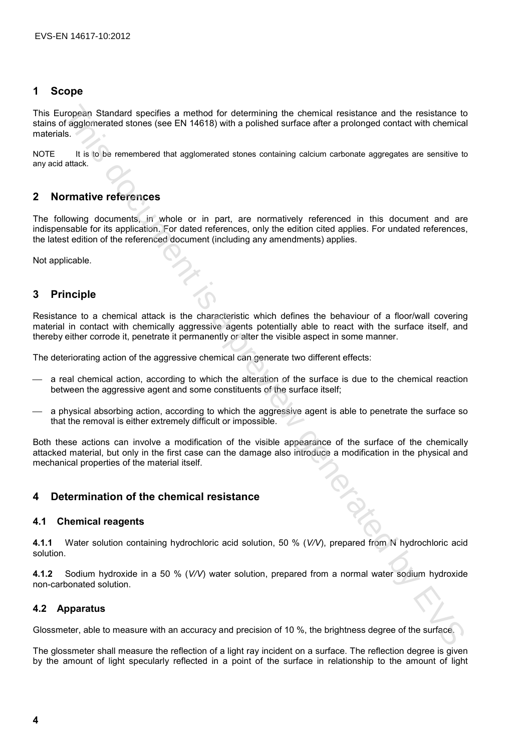## 1 Scope

This European Standard specifies a method for determining the chemical resistance and the resistance to stains of agglomerated stones (see EN 14618) with a polished surface after a prolonged contact with chemical materials.

NOTE It is to be remembered that agglomerated stones containing calcium carbonate aggregates are sensitive to any acid attack.

## 2 Normative references

The following documents, in whole or in part, are normatively referenced in this document and are indispensable for its application. For dated references, only the edition cited applies. For undated references, the latest edition of the referenced document (including any amendments) applies.

Not applicable.

## 3 Principle

Resistance to a chemical attack is the characteristic which defines the behaviour of a floor/wall covering material in contact with chemically aggressive agents potentially able to react with the surface itself, and thereby either corrode it, penetrate it permanently or alter the visible aspect in some manner.

The deteriorating action of the aggressive chemical can generate two different effects:

- a real chemical action, according to which the alteration of the surface is due to the chemical reaction between the aggressive agent and some constituents of the surface itself;
- a physical absorbing action, according to which the aggressive agent is able to penetrate the surface so that the removal is either extremely difficult or impossible.

Both these actions can involve a modification of the visible appearance of the surface of the chemically attacked material, but only in the first case can the damage also introduce a modification in the physical and mechanical properties of the material itself.

## 4 Determination of the chemical resistance

### 4.1 Chemical reagents

**4.1.1** Water solution containing hydrochloric acid solution, 50 % (*V/V*), prepared from N hydrochloric acid solution.

**4.1.2** Sodium hydroxide in a 50 % (*V/V*) water solution, prepared from a normal water sodium hydroxide non-carbonated solution.

### 4.2 Apparatus

Glossmeter, able to measure with an accuracy and precision of 10 %, the brightness degree of the surface.

The glossmeter shall measure the reflection of a light ray incident on a surface. The reflection degree is given by the amount of light specularly reflected in a point of the surface in relationship to the amount of light